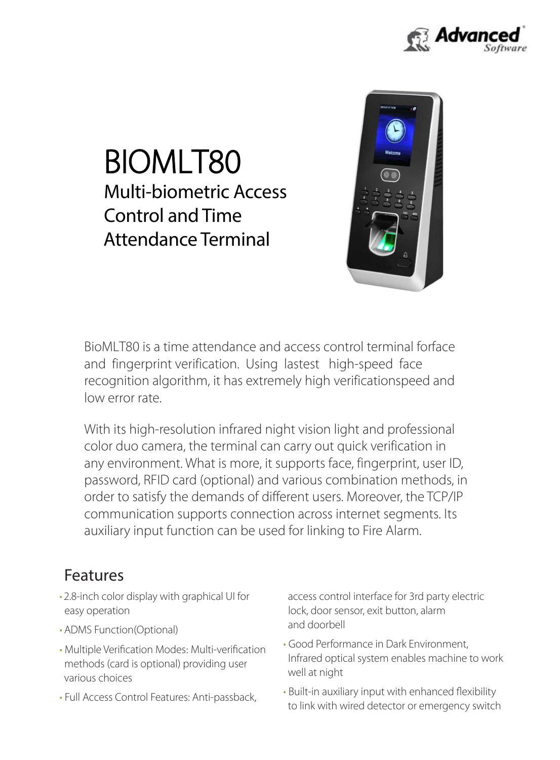# BIOMLT80

## Multi-biometric Access Control and Time Attendance Terminal

BioMLT80 is a time attendance and access control terminal forface and fingerprint verification. Using lastest high-speed face recognition algorithm, it has extremely high verificationspeed and low error rate.

With its high-resolution infrared night vision light and professional color duo camera, the terminal can carry out quick verification in any environment. What is more, it supports face, fingerprint, user ID, password, RFID card (optional) and various combination methods, in order to satisfy the demands of different users. Moreover, the TCP/IP communication supports connection across internet segments. Its auxiliary input function can be used for linking to Fire Alarm.

## Features

- 2.8-inch color display with graphical UI for easy operation
- ADMS Function(Optional)
- Multiple Verification Modes: Multi-verification methods (card is optional) providing user various choices
- Full Access Control Features: Anti-passback, access control interface for 3rd party electric lock, door sensor, exit button, alarm and doorbell
- Good Performance in Dark Environment, Infrared optical system enables machine to work well at night
- Built-in auxiliary input with enhanced flexibility to link with wired detector or emergency switch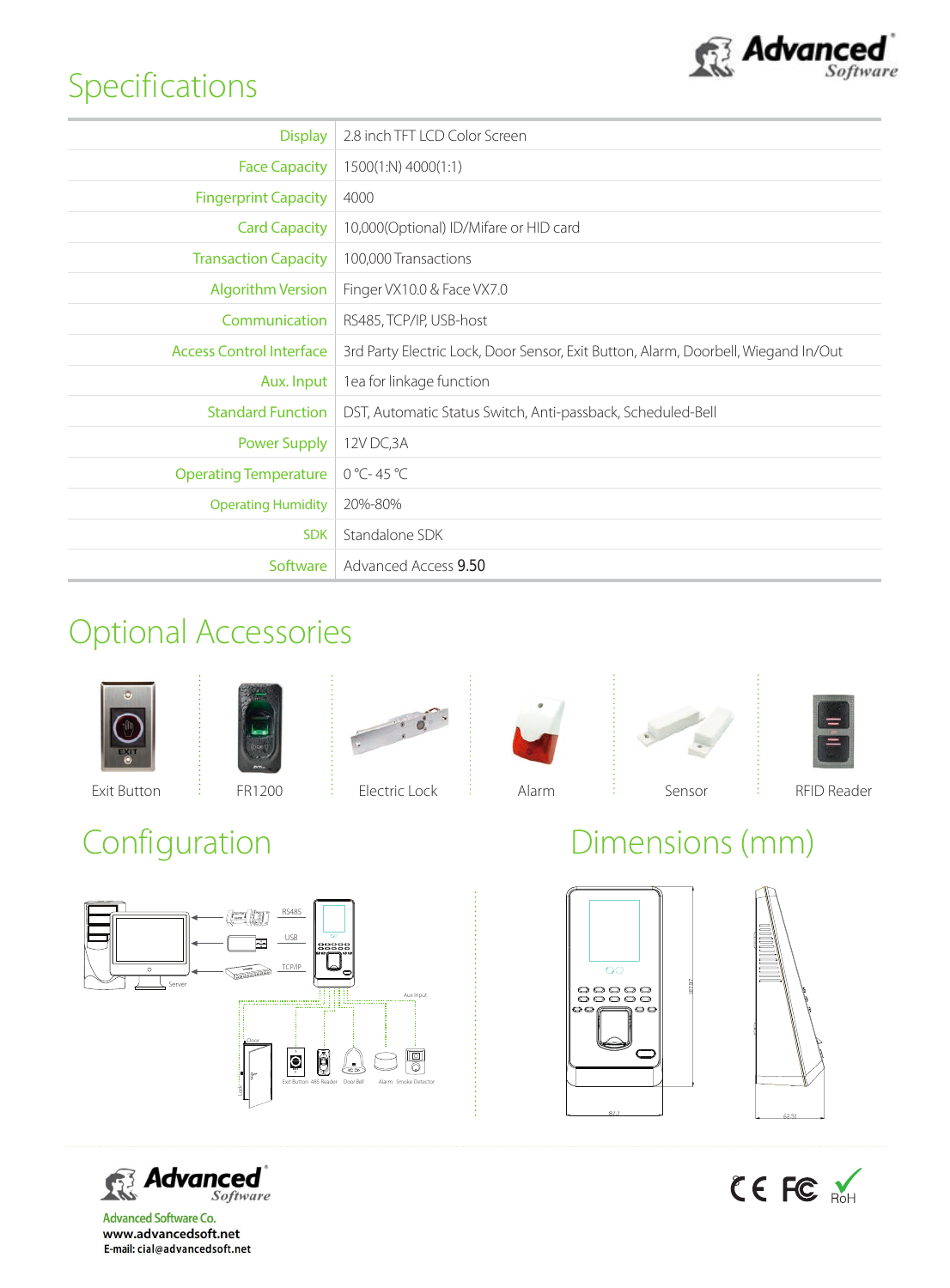# Specifications

| | |
|---|---|
| Display | 2.8 inch TFT LCD Color Screen |
| Face Capacity | 1500(1:N) 4000(1:1) |
| Fingerprint Capacity | 4000 |
| Card Capacity | 10,000(Optional) ID/Mifare or HID card |
| Transaction Capacity | 100,000 Transactions |
| Algorithm Version | Finger VX10.0 & Face VX7.0 |
| Communication | RS485, TCP/IP, USB-host |
| Access Control Interface | 3rd Party Electric Lock, Door Sensor, Exit Button, Alarm, Doorbell, Wiegand In/Out |
| Aux. Input | 1ea for linkage function |
| Standard Function | DST, Automatic Status Switch, Anti-passback, Scheduled-Bell |
| Power Supply | 12V DC,3A |
| Operating Temperature | 0 ℃- 45 ℃ |
| Operating Humidity | 20%-80% |
| SDK | Standalone SDK |
| Software | Advanced Access **9.50** |

# Optional Accessories

Exit Button

FR1200

Electric Lock

Alarm

Sensor

RFID Reader

# Configuration

RS485

USB

TCP/IP

Server

Aux Input

Door

Lock

Exit Button

485 Reader

Door Bell

Alarm

Smoke Detector

# Dimensions (mm)

187.87

81.7

62.51

Advanced Software Co.
**www.advancedsoft.net**
**E-mail: cial@advancedsoft.net**

CE FC RoH